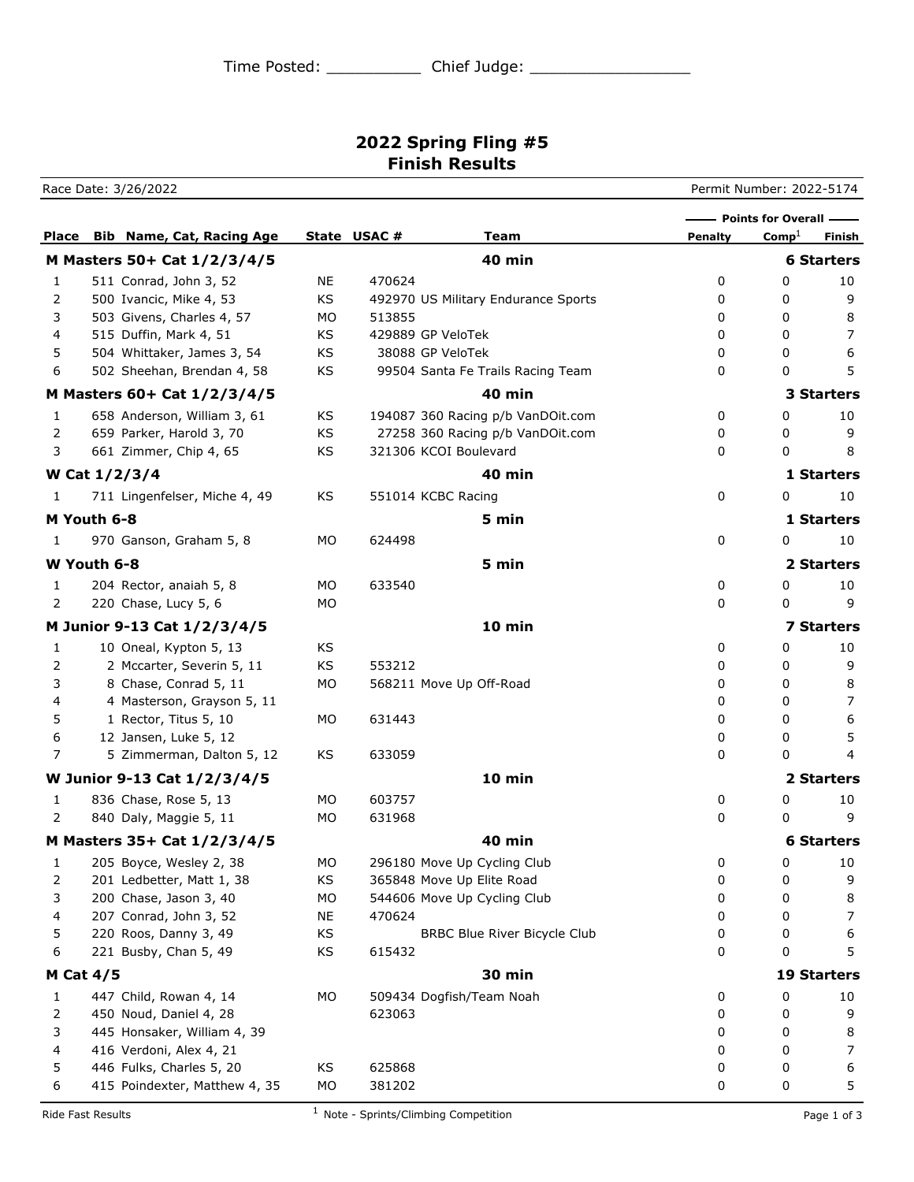Time Posted: __________ Chief Judge: _________________

# 2022 Spring Fling #5
## Finish Results

Race Date: 3/26/2022 | Permit Number: 2022-5174

| Place | Bib | Name, Cat, Racing Age | State | USAC # | Team | Points for Overall Penalty | Comp[1] | Finish |
|---|---|---|---|---|---|---|---|---|
| **M Masters 50+ Cat 1/2/3/4/5** | | | | | **40 min** | | | **6 Starters** |
| 1 | 511 | Conrad, John 3, 52 | NE | 470624 | | 0 | 0 | 10 |
| 2 | 500 | Ivancic, Mike 4, 53 | KS | 492970 | US Military Endurance Sports | 0 | 0 | 9 |
| 3 | 503 | Givens, Charles 4, 57 | MO | 513855 | | 0 | 0 | 8 |
| 4 | 515 | Duffin, Mark 4, 51 | KS | 429889 | GP VeloTek | 0 | 0 | 7 |
| 5 | 504 | Whittaker, James 3, 54 | KS | 38088 | GP VeloTek | 0 | 0 | 6 |
| 6 | 502 | Sheehan, Brendan 4, 58 | KS | 99504 | Santa Fe Trails Racing Team | 0 | 0 | 5 |
| **M Masters 60+ Cat 1/2/3/4/5** | | | | | **40 min** | | | **3 Starters** |
| 1 | 658 | Anderson, William 3, 61 | KS | 194087 | 360 Racing p/b VanDOit.com | 0 | 0 | 10 |
| 2 | 659 | Parker, Harold 3, 70 | KS | 27258 | 360 Racing p/b VanDOit.com | 0 | 0 | 9 |
| 3 | 661 | Zimmer, Chip 4, 65 | KS | 321306 | KCOI Boulevard | 0 | 0 | 8 |
| **W Cat 1/2/3/4** | | | | | **40 min** | | | **1 Starters** |
| 1 | 711 | Lingenfelser, Miche 4, 49 | KS | 551014 | KCBC Racing | 0 | 0 | 10 |
| **M Youth 6-8** | | | | | **5 min** | | | **1 Starters** |
| 1 | 970 | Ganson, Graham 5, 8 | MO | 624498 | | 0 | 0 | 10 |
| **W Youth 6-8** | | | | | **5 min** | | | **2 Starters** |
| 1 | 204 | Rector, anaiah 5, 8 | MO | 633540 | | 0 | 0 | 10 |
| 2 | 220 | Chase, Lucy 5, 6 | MO | | | 0 | 0 | 9 |
| **M Junior 9-13 Cat 1/2/3/4/5** | | | | | **10 min** | | | **7 Starters** |
| 1 | 10 | Oneal, Kypton 5, 13 | KS | | | 0 | 0 | 10 |
| 2 | 2 | Mccarter, Severin 5, 11 | KS | 553212 | | 0 | 0 | 9 |
| 3 | 8 | Chase, Conrad 5, 11 | MO | 568211 | Move Up Off-Road | 0 | 0 | 8 |
| 4 | 4 | Masterson, Grayson 5, 11 | | | | 0 | 0 | 7 |
| 5 | 1 | Rector, Titus 5, 10 | MO | 631443 | | 0 | 0 | 6 |
| 6 | 12 | Jansen, Luke 5, 12 | | | | 0 | 0 | 5 |
| 7 | 5 | Zimmerman, Dalton 5, 12 | KS | 633059 | | 0 | 0 | 4 |
| **W Junior 9-13 Cat 1/2/3/4/5** | | | | | **10 min** | | | **2 Starters** |
| 1 | 836 | Chase, Rose 5, 13 | MO | 603757 | | 0 | 0 | 10 |
| 2 | 840 | Daly, Maggie 5, 11 | MO | 631968 | | 0 | 0 | 9 |
| **M Masters 35+ Cat 1/2/3/4/5** | | | | | **40 min** | | | **6 Starters** |
| 1 | 205 | Boyce, Wesley 2, 38 | MO | 296180 | Move Up Cycling Club | 0 | 0 | 10 |
| 2 | 201 | Ledbetter, Matt 1, 38 | KS | 365848 | Move Up Elite Road | 0 | 0 | 9 |
| 3 | 200 | Chase, Jason 3, 40 | MO | 544606 | Move Up Cycling Club | 0 | 0 | 8 |
| 4 | 207 | Conrad, John 3, 52 | NE | 470624 | | 0 | 0 | 7 |
| 5 | 220 | Roos, Danny 3, 49 | KS | | BRBC Blue River Bicycle Club | 0 | 0 | 6 |
| 6 | 221 | Busby, Chan 5, 49 | KS | 615432 | | 0 | 0 | 5 |
| **M Cat 4/5** | | | | | **30 min** | | | **19 Starters** |
| 1 | 447 | Child, Rowan 4, 14 | MO | 509434 | Dogfish/Team Noah | 0 | 0 | 10 |
| 2 | 450 | Noud, Daniel 4, 28 | | 623063 | | 0 | 0 | 9 |
| 3 | 445 | Honsaker, William 4, 39 | | | | 0 | 0 | 8 |
| 4 | 416 | Verdoni, Alex 4, 21 | | | | 0 | 0 | 7 |
| 5 | 446 | Fulks, Charles 5, 20 | KS | 625868 | | 0 | 0 | 6 |
| 6 | 415 | Poindexter, Matthew 4, 35 | MO | 381202 | | 0 | 0 | 5 |

Ride Fast Results

[1] Note - Sprints/Climbing Competition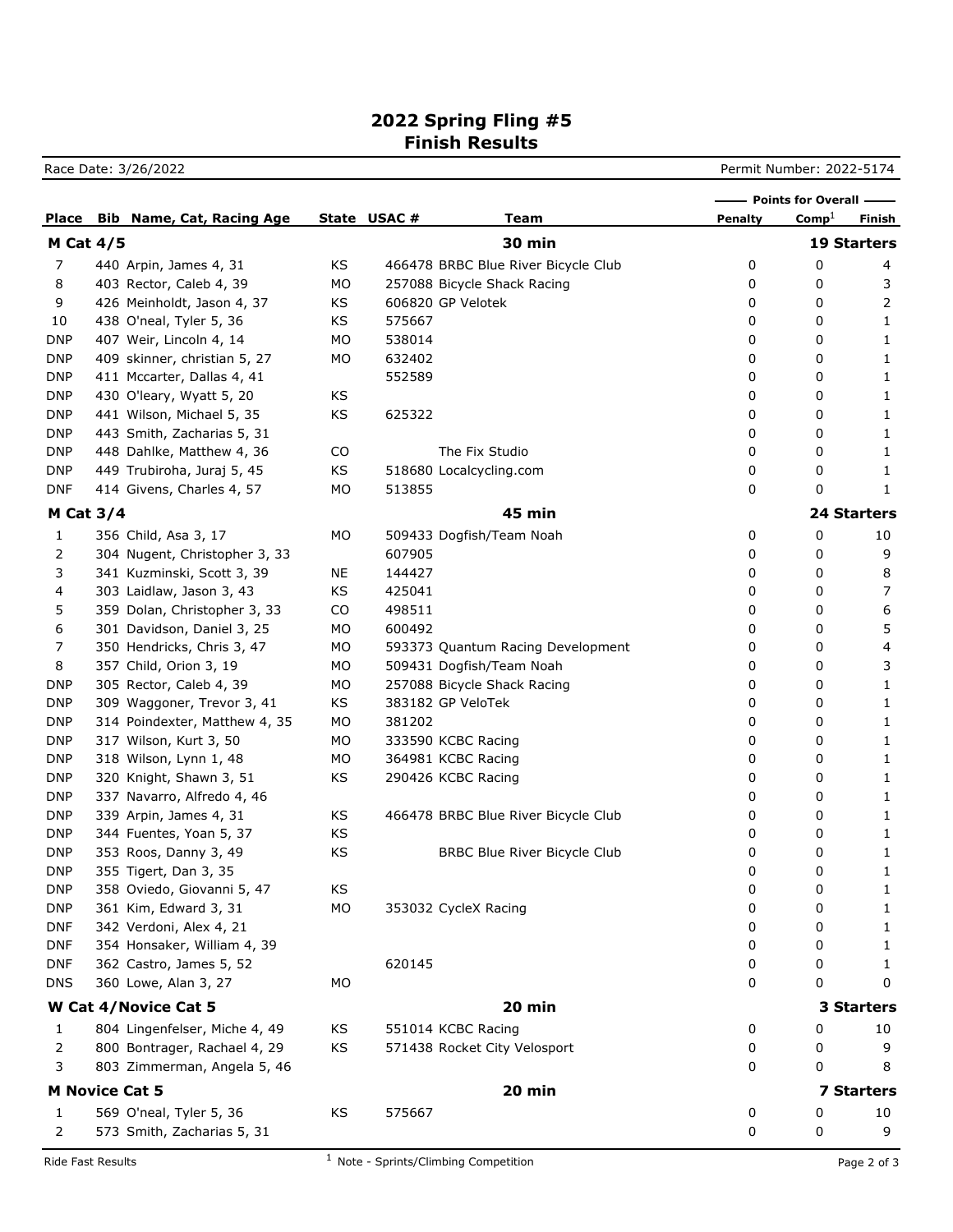# 2022 Spring Fling #5
# Finish Results

Race Date: 3/26/2022 | Permit Number: 2022-5174

| Place | Bib | Name, Cat, Racing Age | State | USAC # | Team | Points for Overall Penalty | Comp[1] | Finish |
|---|---|---|---|---|---|---|---|---|
| **M Cat 4/5** | | | | | **30 min** | | | **19 Starters** |
| 7 | 440 | Arpin, James 4, 31 | KS | 466478 | BRBC Blue River Bicycle Club | 0 | 0 | 4 |
| 8 | 403 | Rector, Caleb 4, 39 | MO | 257088 | Bicycle Shack Racing | 0 | 0 | 3 |
| 9 | 426 | Meinholdt, Jason 4, 37 | KS | 606820 | GP Velotek | 0 | 0 | 2 |
| 10 | 438 | O'neal, Tyler 5, 36 | KS | 575667 | | 0 | 0 | 1 |
| DNP | 407 | Weir, Lincoln 4, 14 | MO | 538014 | | 0 | 0 | 1 |
| DNP | 409 | skinner, christian 5, 27 | MO | 632402 | | 0 | 0 | 1 |
| DNP | 411 | Mccarter, Dallas 4, 41 | | 552589 | | 0 | 0 | 1 |
| DNP | 430 | O'leary, Wyatt 5, 20 | KS | | | 0 | 0 | 1 |
| DNP | 441 | Wilson, Michael 5, 35 | KS | 625322 | | 0 | 0 | 1 |
| DNP | 443 | Smith, Zacharias 5, 31 | | | | 0 | 0 | 1 |
| DNP | 448 | Dahlke, Matthew 4, 36 | CO | | The Fix Studio | 0 | 0 | 1 |
| DNP | 449 | Trubiroha, Juraj 5, 45 | KS | 518680 | Localcycling.com | 0 | 0 | 1 |
| DNF | 414 | Givens, Charles 4, 57 | MO | 513855 | | 0 | 0 | 1 |
| **M Cat 3/4** | | | | | **45 min** | | | **24 Starters** |
| 1 | 356 | Child, Asa 3, 17 | MO | 509433 | Dogfish/Team Noah | 0 | 0 | 10 |
| 2 | 304 | Nugent, Christopher 3, 33 | | 607905 | | 0 | 0 | 9 |
| 3 | 341 | Kuzminski, Scott 3, 39 | NE | 144427 | | 0 | 0 | 8 |
| 4 | 303 | Laidlaw, Jason 3, 43 | KS | 425041 | | 0 | 0 | 7 |
| 5 | 359 | Dolan, Christopher 3, 33 | CO | 498511 | | 0 | 0 | 6 |
| 6 | 301 | Davidson, Daniel 3, 25 | MO | 600492 | | 0 | 0 | 5 |
| 7 | 350 | Hendricks, Chris 3, 47 | MO | 593373 | Quantum Racing Development | 0 | 0 | 4 |
| 8 | 357 | Child, Orion 3, 19 | MO | 509431 | Dogfish/Team Noah | 0 | 0 | 3 |
| DNP | 305 | Rector, Caleb 4, 39 | MO | 257088 | Bicycle Shack Racing | 0 | 0 | 1 |
| DNP | 309 | Waggoner, Trevor 3, 41 | KS | 383182 | GP VeloTek | 0 | 0 | 1 |
| DNP | 314 | Poindexter, Matthew 4, 35 | MO | 381202 | | 0 | 0 | 1 |
| DNP | 317 | Wilson, Kurt 3, 50 | MO | 333590 | KCBC Racing | 0 | 0 | 1 |
| DNP | 318 | Wilson, Lynn 1, 48 | MO | 364981 | KCBC Racing | 0 | 0 | 1 |
| DNP | 320 | Knight, Shawn 3, 51 | KS | 290426 | KCBC Racing | 0 | 0 | 1 |
| DNP | 337 | Navarro, Alfredo 4, 46 | | | | 0 | 0 | 1 |
| DNP | 339 | Arpin, James 4, 31 | KS | 466478 | BRBC Blue River Bicycle Club | 0 | 0 | 1 |
| DNP | 344 | Fuentes, Yoan 5, 37 | KS | | | 0 | 0 | 1 |
| DNP | 353 | Roos, Danny 3, 49 | KS | | BRBC Blue River Bicycle Club | 0 | 0 | 1 |
| DNP | 355 | Tigert, Dan 3, 35 | | | | 0 | 0 | 1 |
| DNP | 358 | Oviedo, Giovanni 5, 47 | KS | | | 0 | 0 | 1 |
| DNP | 361 | Kim, Edward 3, 31 | MO | 353032 | CycleX Racing | 0 | 0 | 1 |
| DNF | 342 | Verdoni, Alex 4, 21 | | | | 0 | 0 | 1 |
| DNF | 354 | Honsaker, William 4, 39 | | | | 0 | 0 | 1 |
| DNF | 362 | Castro, James 5, 52 | | 620145 | | 0 | 0 | 1 |
| DNS | 360 | Lowe, Alan 3, 27 | MO | | | 0 | 0 | 0 |
| **W Cat 4/Novice Cat 5** | | | | | **20 min** | | | **3 Starters** |
| 1 | 804 | Lingenfelser, Miche 4, 49 | KS | 551014 | KCBC Racing | 0 | 0 | 10 |
| 2 | 800 | Bontrager, Rachael 4, 29 | KS | 571438 | Rocket City Velosport | 0 | 0 | 9 |
| 3 | 803 | Zimmerman, Angela 5, 46 | | | | 0 | 0 | 8 |
| **M Novice Cat 5** | | | | | **20 min** | | | **7 Starters** |
| 1 | 569 | O'neal, Tyler 5, 36 | KS | 575667 | | 0 | 0 | 10 |
| 2 | 573 | Smith, Zacharias 5, 31 | | | | 0 | 0 | 9 |

[1] Note - Sprints/Climbing Competition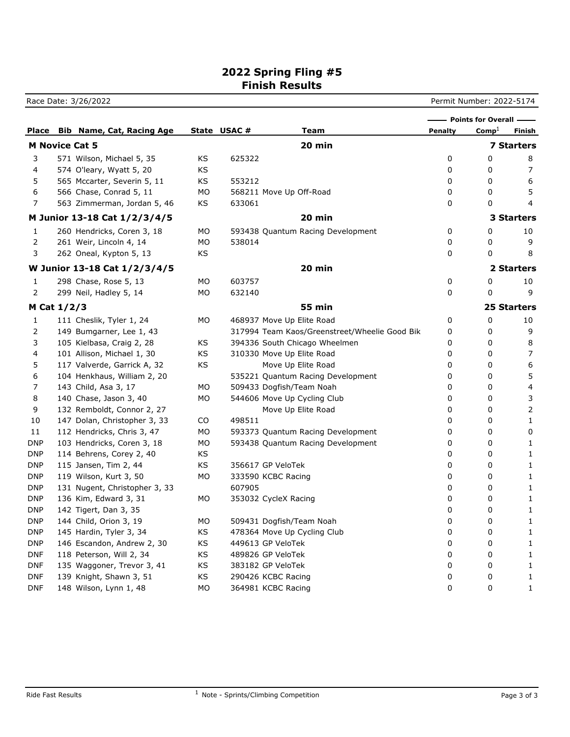# 2022 Spring Fling #5
## Finish Results

Race Date: 3/26/2022 — Permit Number: 2022-5174

| Place | Bib | Name, Cat, Racing Age | State | USAC # | Team | Points for Overall Penalty | Comp[1] | Finish |
|---|---|---|---|---|---|---|---|---|
| **M Novice Cat 5** | | | | | **20 min** | | | **7 Starters** |
| 3 | 571 | Wilson, Michael 5, 35 | KS | 625322 | | 0 | 0 | 8 |
| 4 | 574 | O'leary, Wyatt 5, 20 | KS | | | 0 | 0 | 7 |
| 5 | 565 | Mccarter, Severin 5, 11 | KS | 553212 | | 0 | 0 | 6 |
| 6 | 566 | Chase, Conrad 5, 11 | MO | 568211 | Move Up Off-Road | 0 | 0 | 5 |
| 7 | 563 | Zimmerman, Jordan 5, 46 | KS | 633061 | | 0 | 0 | 4 |
| **M Junior 13-18 Cat 1/2/3/4/5** | | | | | **20 min** | | | **3 Starters** |
| 1 | 260 | Hendricks, Coren 3, 18 | MO | 593438 | Quantum Racing Development | 0 | 0 | 10 |
| 2 | 261 | Weir, Lincoln 4, 14 | MO | 538014 | | 0 | 0 | 9 |
| 3 | 262 | Oneal, Kypton 5, 13 | KS | | | 0 | 0 | 8 |
| **W Junior 13-18 Cat 1/2/3/4/5** | | | | | **20 min** | | | **2 Starters** |
| 1 | 298 | Chase, Rose 5, 13 | MO | 603757 | | 0 | 0 | 10 |
| 2 | 299 | Neil, Hadley 5, 14 | MO | 632140 | | 0 | 0 | 9 |
| **M Cat 1/2/3** | | | | | **55 min** | | | **25 Starters** |
| 1 | 111 | Cheslik, Tyler 1, 24 | MO | 468937 | Move Up Elite Road | 0 | 0 | 10 |
| 2 | 149 | Bumgarner, Lee 1, 43 | | 317994 | Team Kaos/Greenstreet/Wheelie Good Bik | 0 | 0 | 9 |
| 3 | 105 | Kielbasa, Craig 2, 28 | KS | 394336 | South Chicago Wheelmen | 0 | 0 | 8 |
| 4 | 101 | Allison, Michael 1, 30 | KS | 310330 | Move Up Elite Road | 0 | 0 | 7 |
| 5 | 117 | Valverde, Garrick A, 32 | KS | | Move Up Elite Road | 0 | 0 | 6 |
| 6 | 104 | Henkhaus, William 2, 20 | | 535221 | Quantum Racing Development | 0 | 0 | 5 |
| 7 | 143 | Child, Asa 3, 17 | MO | 509433 | Dogfish/Team Noah | 0 | 0 | 4 |
| 8 | 140 | Chase, Jason 3, 40 | MO | 544606 | Move Up Cycling Club | 0 | 0 | 3 |
| 9 | 132 | Remboldt, Connor 2, 27 | | | Move Up Elite Road | 0 | 0 | 2 |
| 10 | 147 | Dolan, Christopher 3, 33 | CO | 498511 | | 0 | 0 | 1 |
| 11 | 112 | Hendricks, Chris 3, 47 | MO | 593373 | Quantum Racing Development | 0 | 0 | 0 |
| DNP | 103 | Hendricks, Coren 3, 18 | MO | 593438 | Quantum Racing Development | 0 | 0 | 1 |
| DNP | 114 | Behrens, Corey 2, 40 | KS | | | 0 | 0 | 1 |
| DNP | 115 | Jansen, Tim 2, 44 | KS | 356617 | GP VeloTek | 0 | 0 | 1 |
| DNP | 119 | Wilson, Kurt 3, 50 | MO | 333590 | KCBC Racing | 0 | 0 | 1 |
| DNP | 131 | Nugent, Christopher 3, 33 | | 607905 | | 0 | 0 | 1 |
| DNP | 136 | Kim, Edward 3, 31 | MO | 353032 | CycleX Racing | 0 | 0 | 1 |
| DNP | 142 | Tigert, Dan 3, 35 | | | | 0 | 0 | 1 |
| DNP | 144 | Child, Orion 3, 19 | MO | 509431 | Dogfish/Team Noah | 0 | 0 | 1 |
| DNP | 145 | Hardin, Tyler 3, 34 | KS | 478364 | Move Up Cycling Club | 0 | 0 | 1 |
| DNP | 146 | Escandon, Andrew 2, 30 | KS | 449613 | GP VeloTek | 0 | 0 | 1 |
| DNF | 118 | Peterson, Will 2, 34 | KS | 489826 | GP VeloTek | 0 | 0 | 1 |
| DNF | 135 | Waggoner, Trevor 3, 41 | KS | 383182 | GP VeloTek | 0 | 0 | 1 |
| DNF | 139 | Knight, Shawn 3, 51 | KS | 290426 | KCBC Racing | 0 | 0 | 1 |
| DNF | 148 | Wilson, Lynn 1, 48 | MO | 364981 | KCBC Racing | 0 | 0 | 1 |

[1] Note - Sprints/Climbing Competition